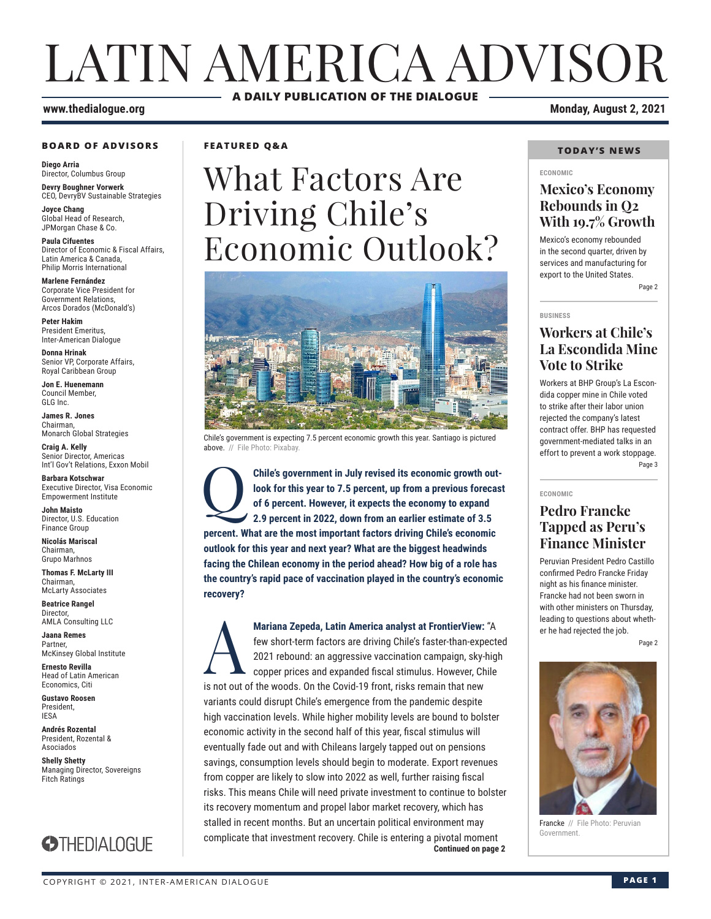# LATIN AMERICA ADVISOR

**A DAILY PUBLICATION OF THE DIALOGUE**

**www.thedialogue.org**

**Monday, August 2, 2021**

**BOARD OF ADVISORS**

**Diego Arria**
Director, Columbus Group

**Devry Boughner Vorwerk**
CEO, DevryBV Sustainable Strategies

**Joyce Chang**
Global Head of Research, JPMorgan Chase & Co.

**Paula Cifuentes**
Director of Economic & Fiscal Affairs, Latin America & Canada, Philip Morris International

**Marlene Fernández**
Corporate Vice President for Government Relations, Arcos Dorados (McDonald's)

**Peter Hakim**
President Emeritus, Inter-American Dialogue

**Donna Hrinak**
Senior VP, Corporate Affairs, Royal Caribbean Group

**Jon E. Huenemann**
Council Member, GLG Inc.

**James R. Jones**
Chairman, Monarch Global Strategies

**Craig A. Kelly**
Senior Director, Americas Int'l Gov't Relations, Exxon Mobil

**Barbara Kotschwar**
Executive Director, Visa Economic Empowerment Institute

**John Maisto**
Director, U.S. Education Finance Group

**Nicolás Mariscal**
Chairman, Grupo Marhnos

**Thomas F. McLarty III**
Chairman, McLarty Associates

**Beatrice Rangel**
Director, AMLA Consulting LLC

**Jaana Remes**
Partner, McKinsey Global Institute

**Ernesto Revilla**
Head of Latin American Economics, Citi

**Gustavo Roosen**
President, IESA

**Andrés Rozental**
President, Rozental & Asociados

**Shelly Shetty**
Managing Director, Sovereigns Fitch Ratings

THEDIALOGUE

**FEATURED Q&A**

## What Factors Are Driving Chile's Economic Outlook?

Chile's government is expecting 7.5 percent economic growth this year. Santiago is pictured above. // File Photo: Pixabay.

**Q: Chile's government in July revised its economic growth outlook for this year to 7.5 percent, up from a previous forecast of 6 percent. However, it expects the economy to expand 2.9 percent in 2022, down from an earlier estimate of 3.5 percent. What are the most important factors driving Chile's economic outlook for this year and next year? What are the biggest headwinds facing the Chilean economy in the period ahead? How big of a role has the country's rapid pace of vaccination played in the country's economic recovery?**

**A: Mariana Zepeda, Latin America analyst at FrontierView:** "A few short-term factors are driving Chile's faster-than-expected 2021 rebound: an aggressive vaccination campaign, sky-high copper prices and expanded fiscal stimulus. However, Chile is not out of the woods. On the Covid-19 front, risks remain that new variants could disrupt Chile's emergence from the pandemic despite high vaccination levels. While higher mobility levels are bound to bolster economic activity in the second half of this year, fiscal stimulus will eventually fade out and with Chileans largely tapped out on pensions savings, consumption levels should begin to moderate. Export revenues from copper are likely to slow into 2022 as well, further raising fiscal risks. This means Chile will need private investment to continue to bolster its recovery momentum and propel labor market recovery, which has stalled in recent months. But an uncertain political environment may complicate that investment recovery. Chile is entering a pivotal moment

**Continued on page 2**

**TODAY'S NEWS**

**ECONOMIC**

### Mexico's Economy Rebounds in Q2 With 19.7% Growth

Mexico's economy rebounded in the second quarter, driven by services and manufacturing for export to the United States.

Page 2

**BUSINESS**

### Workers at Chile's La Escondida Mine Vote to Strike

Workers at BHP Group's La Escondida copper mine in Chile voted to strike after their labor union rejected the company's latest contract offer. BHP has requested government-mediated talks in an effort to prevent a work stoppage.

Page 3

**ECONOMIC**

### Pedro Francke Tapped as Peru's Finance Minister

Peruvian President Pedro Castillo confirmed Pedro Francke Friday night as his finance minister. Francke had not been sworn in with other ministers on Thursday, leading to questions about whether he had rejected the job.

Page 2

Francke // File Photo: Peruvian Government.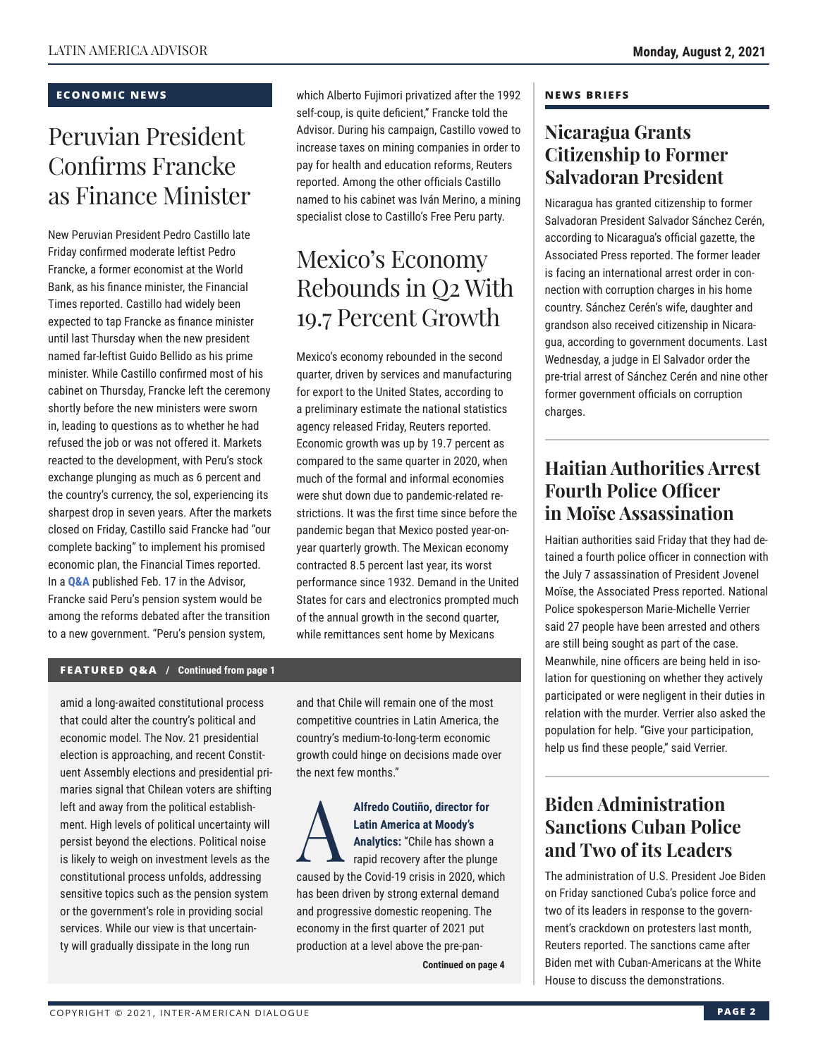## ECONOMIC NEWS

# Peruvian President Confirms Francke as Finance Minister

New Peruvian President Pedro Castillo late Friday confirmed moderate leftist Pedro Francke, a former economist at the World Bank, as his finance minister, the Financial Times reported. Castillo had widely been expected to tap Francke as finance minister until last Thursday when the new president named far-leftist Guido Bellido as his prime minister. While Castillo confirmed most of his cabinet on Thursday, Francke left the ceremony shortly before the new ministers were sworn in, leading to questions as to whether he had refused the job or was not offered it. Markets reacted to the development, with Peru's stock exchange plunging as much as 6 percent and the country's currency, the sol, experiencing its sharpest drop in seven years. After the markets closed on Friday, Castillo said Francke had "our complete backing" to implement his promised economic plan, the Financial Times reported. In a **Q&A** published Feb. 17 in the Advisor, Francke said Peru's pension system would be among the reforms debated after the transition to a new government. "Peru's pension system, which Alberto Fujimori privatized after the 1992 self-coup, is quite deficient," Francke told the Advisor. During his campaign, Castillo vowed to increase taxes on mining companies in order to pay for health and education reforms, Reuters reported. Among the other officials Castillo named to his cabinet was Iván Merino, a mining specialist close to Castillo's Free Peru party.

# Mexico's Economy Rebounds in Q2 With 19.7 Percent Growth

Mexico's economy rebounded in the second quarter, driven by services and manufacturing for export to the United States, according to a preliminary estimate the national statistics agency released Friday, Reuters reported. Economic growth was up by 19.7 percent as compared to the same quarter in 2020, when much of the formal and informal economies were shut down due to pandemic-related restrictions. It was the first time since before the pandemic began that Mexico posted year-on-year quarterly growth. The Mexican economy contracted 8.5 percent last year, its worst performance since 1932. Demand in the United States for cars and electronics prompted much of the annual growth in the second quarter, while remittances sent home by Mexicans

## FEATURED Q&A / Continued from page 1

amid a long-awaited constitutional process that could alter the country's political and economic model. The Nov. 21 presidential election is approaching, and recent Constituent Assembly elections and presidential primaries signal that Chilean voters are shifting left and away from the political establishment. High levels of political uncertainty will persist beyond the elections. Political noise is likely to weigh on investment levels as the constitutional process unfolds, addressing sensitive topics such as the pension system or the government's role in providing social services. While our view is that uncertainty will gradually dissipate in the long run and that Chile will remain one of the most competitive countries in Latin America, the country's medium-to-long-term economic growth could hinge on decisions made over the next few months."

**A** **Alfredo Coutiño, director for Latin America at Moody's Analytics:** "Chile has shown a rapid recovery after the plunge caused by the Covid-19 crisis in 2020, which has been driven by strong external demand and progressive domestic reopening. The economy in the first quarter of 2021 put production at a level above the pre-pan-

**Continued on page 4**

## NEWS BRIEFS

### Nicaragua Grants Citizenship to Former Salvadoran President

Nicaragua has granted citizenship to former Salvadoran President Salvador Sánchez Cerén, according to Nicaragua's official gazette, the Associated Press reported. The former leader is facing an international arrest order in connection with corruption charges in his home country. Sánchez Cerén's wife, daughter and grandson also received citizenship in Nicaragua, according to government documents. Last Wednesday, a judge in El Salvador order the pre-trial arrest of Sánchez Cerén and nine other former government officials on corruption charges.

### Haitian Authorities Arrest Fourth Police Officer in Moïse Assassination

Haitian authorities said Friday that they had detained a fourth police officer in connection with the July 7 assassination of President Jovenel Moïse, the Associated Press reported. National Police spokesperson Marie-Michelle Verrier said 27 people have been arrested and others are still being sought as part of the case. Meanwhile, nine officers are being held in isolation for questioning on whether they actively participated or were negligent in their duties in relation with the murder. Verrier also asked the population for help. "Give your participation, help us find these people," said Verrier.

### Biden Administration Sanctions Cuban Police and Two of its Leaders

The administration of U.S. President Joe Biden on Friday sanctioned Cuba's police force and two of its leaders in response to the government's crackdown on protesters last month, Reuters reported. The sanctions came after Biden met with Cuban-Americans at the White House to discuss the demonstrations.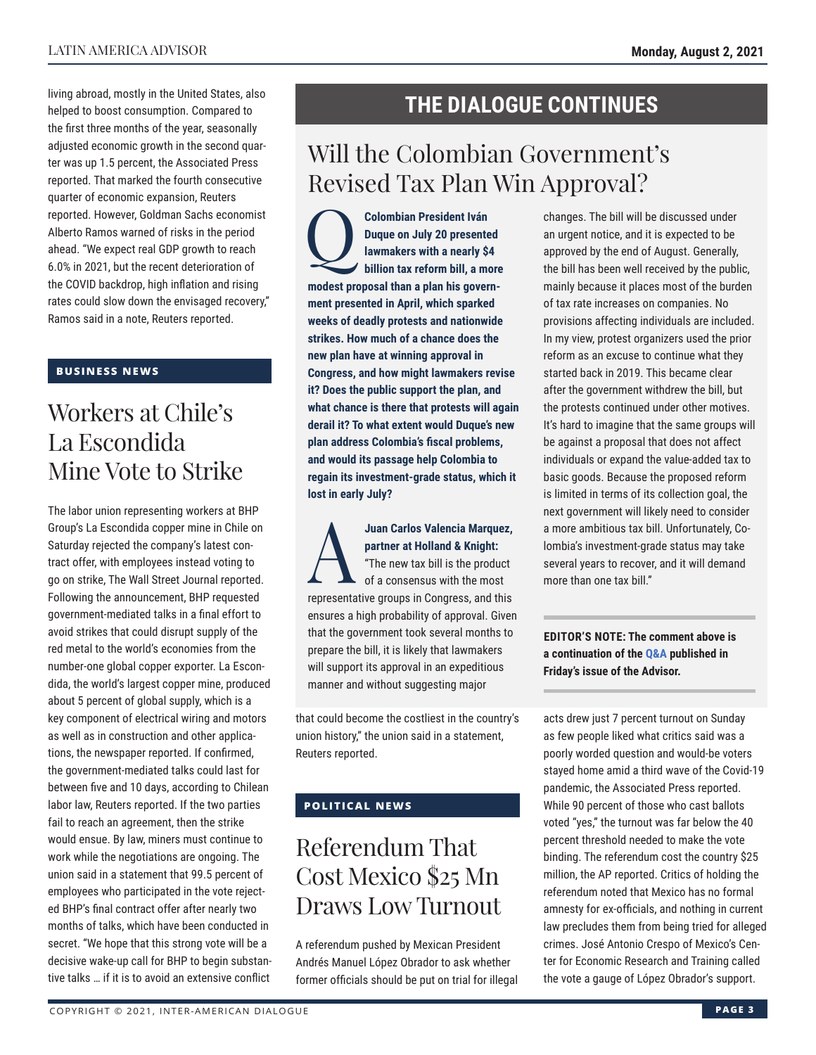living abroad, mostly in the United States, also helped to boost consumption. Compared to the first three months of the year, seasonally adjusted economic growth in the second quarter was up 1.5 percent, the Associated Press reported. That marked the fourth consecutive quarter of economic expansion, Reuters reported. However, Goldman Sachs economist Alberto Ramos warned of risks in the period ahead. "We expect real GDP growth to reach 6.0% in 2021, but the recent deterioration of the COVID backdrop, high inflation and rising rates could slow down the envisaged recovery," Ramos said in a note, Reuters reported.

#### BUSINESS NEWS

## Workers at Chile's La Escondida Mine Vote to Strike

The labor union representing workers at BHP Group's La Escondida copper mine in Chile on Saturday rejected the company's latest contract offer, with employees instead voting to go on strike, The Wall Street Journal reported. Following the announcement, BHP requested government-mediated talks in a final effort to avoid strikes that could disrupt supply of the red metal to the world's economies from the number-one global copper exporter. La Escondida, the world's largest copper mine, produced about 5 percent of global supply, which is a key component of electrical wiring and motors as well as in construction and other applications, the newspaper reported. If confirmed, the government-mediated talks could last for between five and 10 days, according to Chilean labor law, Reuters reported. If the two parties fail to reach an agreement, then the strike would ensue. By law, miners must continue to work while the negotiations are ongoing. The union said in a statement that 99.5 percent of employees who participated in the vote rejected BHP's final contract offer after nearly two months of talks, which have been conducted in secret. "We hope that this strong vote will be a decisive wake-up call for BHP to begin substantive talks … if it is to avoid an extensive conflict that could become the costliest in the country's union history," the union said in a statement, Reuters reported.

# THE DIALOGUE CONTINUES

## Will the Colombian Government's Revised Tax Plan Win Approval?

**Q: Colombian President Iván Duque on July 20 presented lawmakers with a nearly $4 billion tax reform bill, a more modest proposal than a plan his government presented in April, which sparked weeks of deadly protests and nationwide strikes. How much of a chance does the new plan have at winning approval in Congress, and how might lawmakers revise it? Does the public support the plan, and what chance is there that protests will again derail it? To what extent would Duque's new plan address Colombia's fiscal problems, and would its passage help Colombia to regain its investment-grade status, which it lost in early July?**

**A: Juan Carlos Valencia Marquez, partner at Holland & Knight:** "The new tax bill is the product of a consensus with the most representative groups in Congress, and this ensures a high probability of approval. Given that the government took several months to prepare the bill, it is likely that lawmakers will support its approval in an expeditious manner and without suggesting major changes. The bill will be discussed under an urgent notice, and it is expected to be approved by the end of August. Generally, the bill has been well received by the public, mainly because it places most of the burden of tax rate increases on companies. No provisions affecting individuals are included. In my view, protest organizers used the prior reform as an excuse to continue what they started back in 2019. This became clear after the government withdrew the bill, but the protests continued under other motives. It's hard to imagine that the same groups will be against a proposal that does not affect individuals or expand the value-added tax to basic goods. Because the proposed reform is limited in terms of its collection goal, the next government will likely need to consider a more ambitious tax bill. Unfortunately, Colombia's investment-grade status may take several years to recover, and it will demand more than one tax bill."

**EDITOR'S NOTE: The comment above is a continuation of the Q&A published in Friday's issue of the Advisor.**

#### POLITICAL NEWS

## Referendum That Cost Mexico $25 Mn Draws Low Turnout

A referendum pushed by Mexican President Andrés Manuel López Obrador to ask whether former officials should be put on trial for illegal acts drew just 7 percent turnout on Sunday as few people liked what critics said was a poorly worded question and would-be voters stayed home amid a third wave of the Covid-19 pandemic, the Associated Press reported. While 90 percent of those who cast ballots voted "yes," the turnout was far below the 40 percent threshold needed to make the vote binding. The referendum cost the country $25 million, the AP reported. Critics of holding the referendum noted that Mexico has no formal amnesty for ex-officials, and nothing in current law precludes them from being tried for alleged crimes. José Antonio Crespo of Mexico's Center for Economic Research and Training called the vote a gauge of López Obrador's support.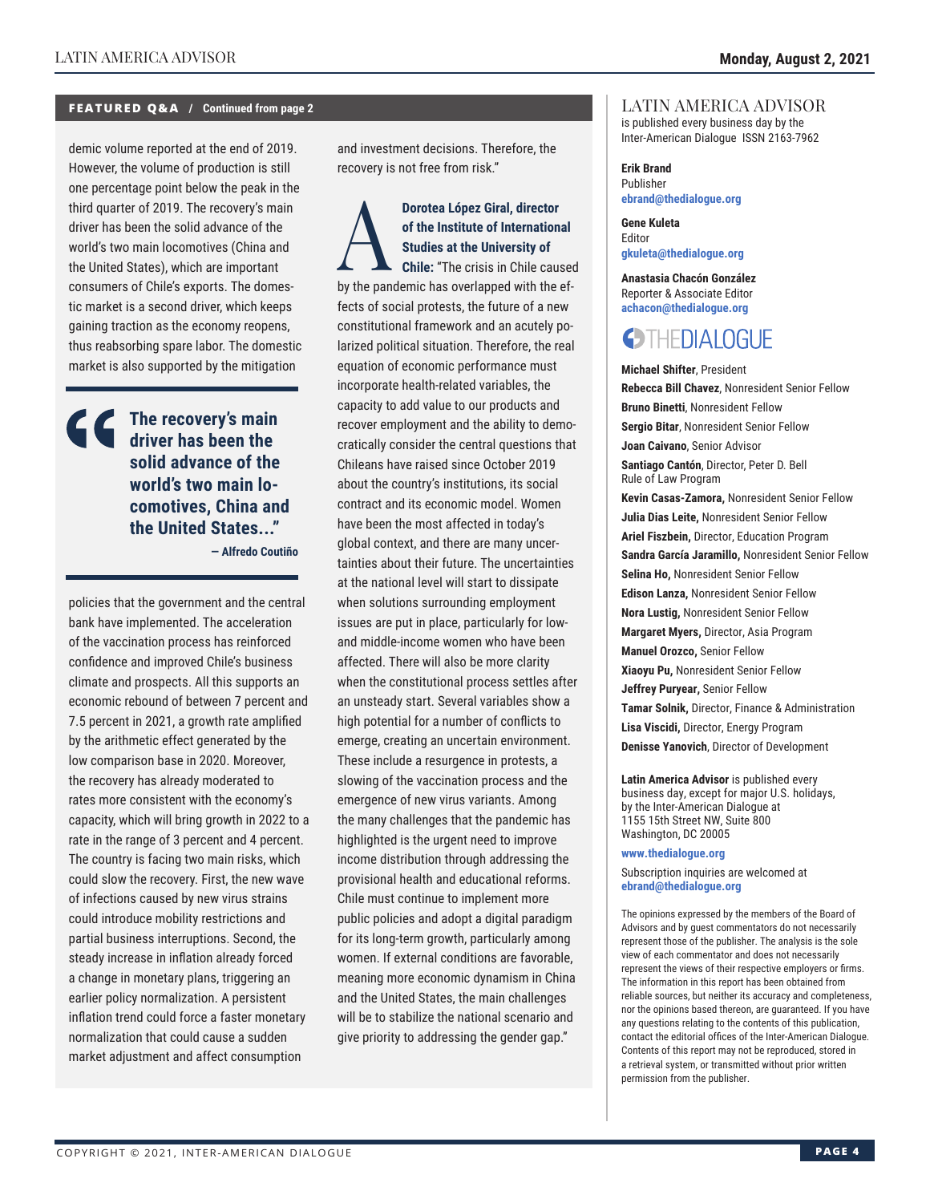**FEATURED Q&A / Continued from page 2**

demic volume reported at the end of 2019. However, the volume of production is still one percentage point below the peak in the third quarter of 2019. The recovery's main driver has been the solid advance of the world's two main locomotives (China and the United States), which are important consumers of Chile's exports. The domestic market is a second driver, which keeps gaining traction as the economy reopens, thus reabsorbing spare labor. The domestic market is also supported by the mitigation policies that the government and the central bank have implemented. The acceleration of the vaccination process has reinforced confidence and improved Chile's business climate and prospects. All this supports an economic rebound of between 7 percent and 7.5 percent in 2021, a growth rate amplified by the arithmetic effect generated by the low comparison base in 2020. Moreover, the recovery has already moderated to rates more consistent with the economy's capacity, which will bring growth in 2022 to a rate in the range of 3 percent and 4 percent. The country is facing two main risks, which could slow the recovery. First, the new wave of infections caused by new virus strains could introduce mobility restrictions and partial business interruptions. Second, the steady increase in inflation already forced a change in monetary plans, triggering an earlier policy normalization. A persistent inflation trend could force a faster monetary normalization that could cause a sudden market adjustment and affect consumption and investment decisions. Therefore, the recovery is not free from risk."

> **"The recovery's main driver has been the solid advance of the world's two main locomotives, China and the United States..."**
>
> **— Alfredo Coutiño**

**A** **Dorotea López Giral, director of the Institute of International Studies at the University of Chile:** "The crisis in Chile caused by the pandemic has overlapped with the effects of social protests, the future of a new constitutional framework and an acutely polarized political situation. Therefore, the real equation of economic performance must incorporate health-related variables, the capacity to add value to our products and recover employment and the ability to democratically consider the central questions that Chileans have raised since October 2019 about the country's institutions, its social contract and its economic model. Women have been the most affected in today's global context, and there are many uncertainties about their future. The uncertainties at the national level will start to dissipate when solutions surrounding employment issues are put in place, particularly for low- and middle-income women who have been affected. There will also be more clarity when the constitutional process settles after an unsteady start. Several variables show a high potential for a number of conflicts to emerge, creating an uncertain environment. These include a resurgence in protests, a slowing of the vaccination process and the emergence of new virus variants. Among the many challenges that the pandemic has highlighted is the urgent need to improve income distribution through addressing the provisional health and educational reforms. Chile must continue to implement more public policies and adopt a digital paradigm for its long-term growth, particularly among women. If external conditions are favorable, meaning more economic dynamism in China and the United States, the main challenges will be to stabilize the national scenario and give priority to addressing the gender gap."

---

LATIN AMERICA ADVISOR
is published every business day by the Inter-American Dialogue ISSN 2163-7962

**Erik Brand**
Publisher
**ebrand@thedialogue.org**

**Gene Kuleta**
Editor
**gkuleta@thedialogue.org**

**Anastasia Chacón González**
Reporter & Associate Editor
**achacon@thedialogue.org**

THEDIALOGUE

**Michael Shifter**, President
**Rebecca Bill Chavez**, Nonresident Senior Fellow
**Bruno Binetti**, Nonresident Fellow
**Sergio Bitar**, Nonresident Senior Fellow
**Joan Caivano**, Senior Advisor
**Santiago Cantón**, Director, Peter D. Bell Rule of Law Program
**Kevin Casas-Zamora,** Nonresident Senior Fellow
**Julia Dias Leite,** Nonresident Senior Fellow
**Ariel Fiszbein,** Director, Education Program
**Sandra García Jaramillo,** Nonresident Senior Fellow
**Selina Ho,** Nonresident Senior Fellow
**Edison Lanza,** Nonresident Senior Fellow
**Nora Lustig,** Nonresident Senior Fellow
**Margaret Myers,** Director, Asia Program
**Manuel Orozco,** Senior Fellow
**Xiaoyu Pu,** Nonresident Senior Fellow
**Jeffrey Puryear,** Senior Fellow
**Tamar Solnik,** Director, Finance & Administration
**Lisa Viscidi,** Director, Energy Program
**Denisse Yanovich**, Director of Development

**Latin America Advisor** is published every business day, except for major U.S. holidays, by the Inter-American Dialogue at 1155 15th Street NW, Suite 800 Washington, DC 20005

**www.thedialogue.org**

Subscription inquiries are welcomed at
**ebrand@thedialogue.org**

The opinions expressed by the members of the Board of Advisors and by guest commentators do not necessarily represent those of the publisher. The analysis is the sole view of each commentator and does not necessarily represent the views of their respective employers or firms. The information in this report has been obtained from reliable sources, but neither its accuracy and completeness, nor the opinions based thereon, are guaranteed. If you have any questions relating to the contents of this publication, contact the editorial offices of the Inter-American Dialogue. Contents of this report may not be reproduced, stored in a retrieval system, or transmitted without prior written permission from the publisher.